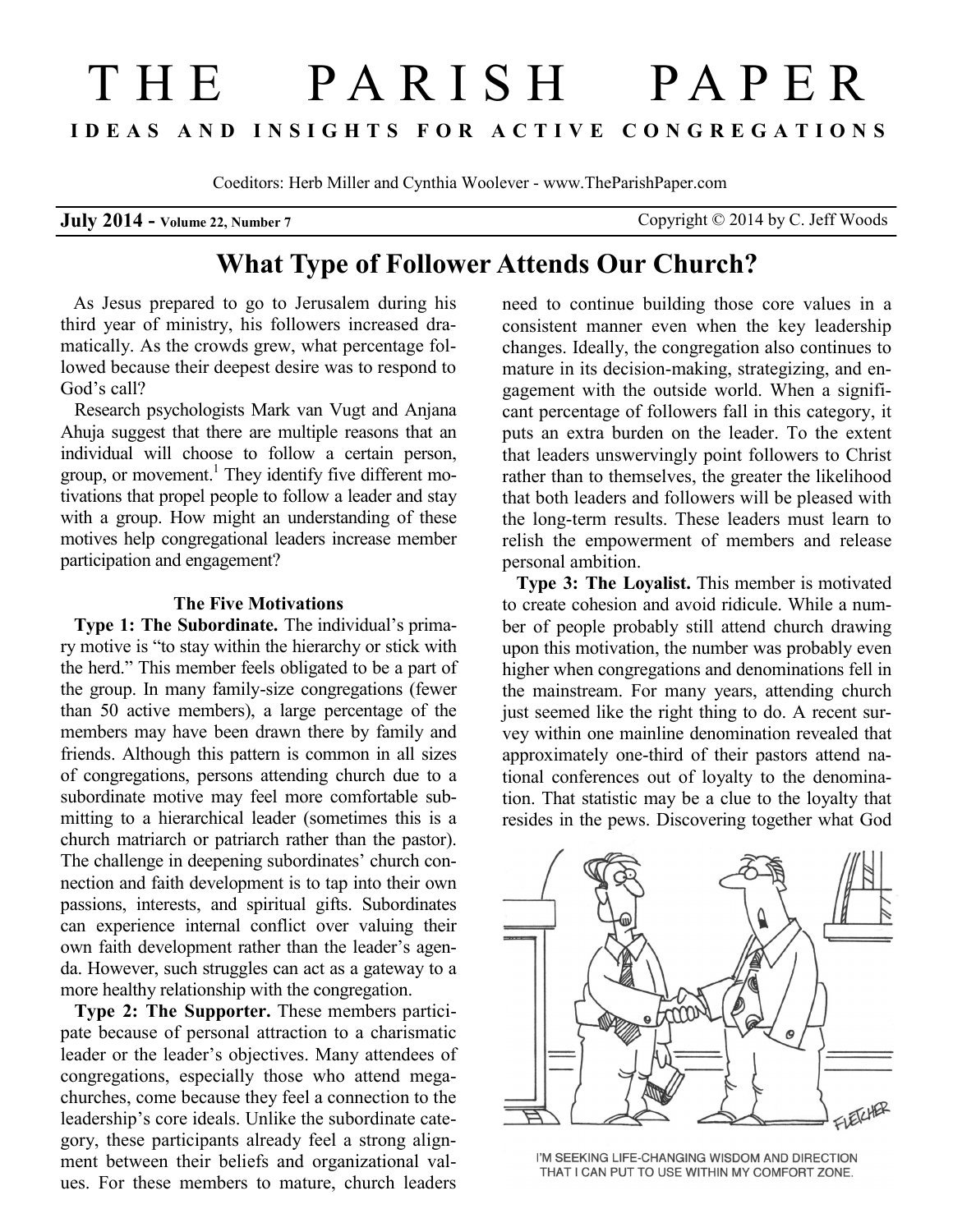# THE PARISH PAPER

**IDEAS AND INSIGHTS FOR ACTIVE CONGREGATIONS**

Coeditors: Herb Miller and Cynthia Woolever - www.TheParishPaper.com

**July 2014 - Volume 22, Number 7** Copyright © 2014 by C. Jeff Woods

## What Type of Follower Attends Our Church?

As Jesus prepared to go to Jerusalem during his third year of ministry, his followers increased dramatically. As the crowds grew, what percentage followed because their deepest desire was to respond to God's call?

Research psychologists Mark van Vugt and Anjana Ahuja suggest that there are multiple reasons that an individual will choose to follow a certain person, group, or movement.[1] They identify five different motivations that propel people to follow a leader and stay with a group. How might an understanding of these motives help congregational leaders increase member participation and engagement?

### The Five Motivations

**Type 1: The Subordinate.** The individual's primary motive is "to stay within the hierarchy or stick with the herd." This member feels obligated to be a part of the group. In many family-size congregations (fewer than 50 active members), a large percentage of the members may have been drawn there by family and friends. Although this pattern is common in all sizes of congregations, persons attending church due to a subordinate motive may feel more comfortable submitting to a hierarchical leader (sometimes this is a church matriarch or patriarch rather than the pastor). The challenge in deepening subordinates' church connection and faith development is to tap into their own passions, interests, and spiritual gifts. Subordinates can experience internal conflict over valuing their own faith development rather than the leader's agenda. However, such struggles can act as a gateway to a more healthy relationship with the congregation.

**Type 2: The Supporter.** These members participate because of personal attraction to a charismatic leader or the leader's objectives. Many attendees of congregations, especially those who attend megachurches, come because they feel a connection to the leadership's core ideals. Unlike the subordinate category, these participants already feel a strong alignment between their beliefs and organizational values. For these members to mature, church leaders need to continue building those core values in a consistent manner even when the key leadership changes. Ideally, the congregation also continues to mature in its decision-making, strategizing, and engagement with the outside world. When a significant percentage of followers fall in this category, it puts an extra burden on the leader. To the extent that leaders unswervingly point followers to Christ rather than to themselves, the greater the likelihood that both leaders and followers will be pleased with the long-term results. These leaders must learn to relish the empowerment of members and release personal ambition.

**Type 3: The Loyalist.** This member is motivated to create cohesion and avoid ridicule. While a number of people probably still attend church drawing upon this motivation, the number was probably even higher when congregations and denominations fell in the mainstream. For many years, attending church just seemed like the right thing to do. A recent survey within one mainline denomination revealed that approximately one-third of their pastors attend national conferences out of loyalty to the denomination. That statistic may be a clue to the loyalty that resides in the pews. Discovering together what God

I'M SEEKING LIFE-CHANGING WISDOM AND DIRECTION THAT I CAN PUT TO USE WITHIN MY COMFORT ZONE.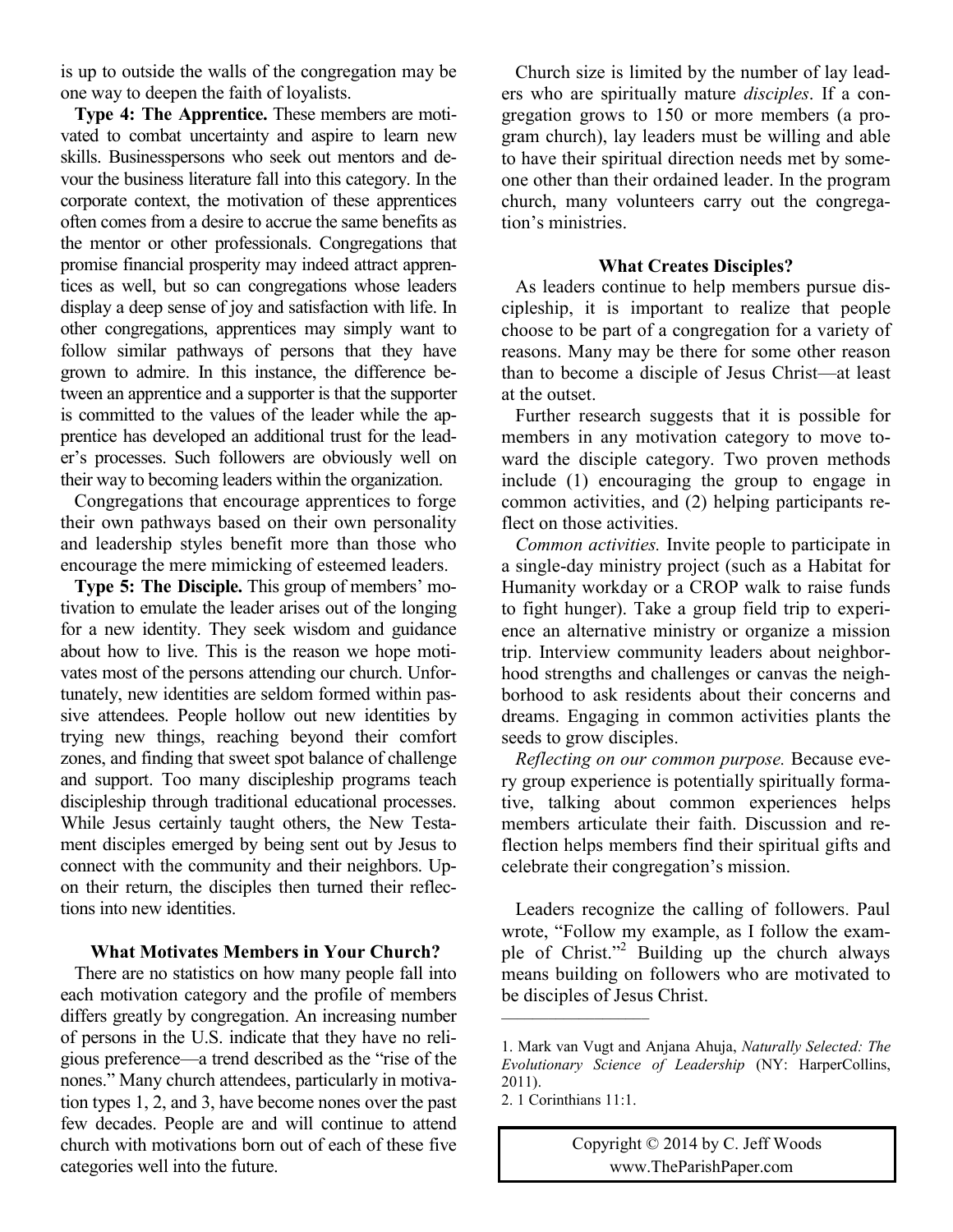is up to outside the walls of the congregation may be one way to deepen the faith of loyalists.

**Type 4: The Apprentice.** These members are motivated to combat uncertainty and aspire to learn new skills. Businesspersons who seek out mentors and devour the business literature fall into this category. In the corporate context, the motivation of these apprentices often comes from a desire to accrue the same benefits as the mentor or other professionals. Congregations that promise financial prosperity may indeed attract apprentices as well, but so can congregations whose leaders display a deep sense of joy and satisfaction with life. In other congregations, apprentices may simply want to follow similar pathways of persons that they have grown to admire. In this instance, the difference between an apprentice and a supporter is that the supporter is committed to the values of the leader while the apprentice has developed an additional trust for the leader's processes. Such followers are obviously well on their way to becoming leaders within the organization.

Congregations that encourage apprentices to forge their own pathways based on their own personality and leadership styles benefit more than those who encourage the mere mimicking of esteemed leaders.

**Type 5: The Disciple.** This group of members' motivation to emulate the leader arises out of the longing for a new identity. They seek wisdom and guidance about how to live. This is the reason we hope motivates most of the persons attending our church. Unfortunately, new identities are seldom formed within passive attendees. People hollow out new identities by trying new things, reaching beyond their comfort zones, and finding that sweet spot balance of challenge and support. Too many discipleship programs teach discipleship through traditional educational processes. While Jesus certainly taught others, the New Testament disciples emerged by being sent out by Jesus to connect with the community and their neighbors. Upon their return, the disciples then turned their reflections into new identities.

### What Motivates Members in Your Church?

There are no statistics on how many people fall into each motivation category and the profile of members differs greatly by congregation. An increasing number of persons in the U.S. indicate that they have no religious preference—a trend described as the "rise of the nones." Many church attendees, particularly in motivation types 1, 2, and 3, have become nones over the past few decades. People are and will continue to attend church with motivations born out of each of these five categories well into the future.

Church size is limited by the number of lay leaders who are spiritually mature *disciples*. If a congregation grows to 150 or more members (a program church), lay leaders must be willing and able to have their spiritual direction needs met by someone other than their ordained leader. In the program church, many volunteers carry out the congregation's ministries.

### What Creates Disciples?

As leaders continue to help members pursue discipleship, it is important to realize that people choose to be part of a congregation for a variety of reasons. Many may be there for some other reason than to become a disciple of Jesus Christ—at least at the outset.

Further research suggests that it is possible for members in any motivation category to move toward the disciple category. Two proven methods include (1) encouraging the group to engage in common activities, and (2) helping participants reflect on those activities.

*Common activities.* Invite people to participate in a single-day ministry project (such as a Habitat for Humanity workday or a CROP walk to raise funds to fight hunger). Take a group field trip to experience an alternative ministry or organize a mission trip. Interview community leaders about neighborhood strengths and challenges or canvas the neighborhood to ask residents about their concerns and dreams. Engaging in common activities plants the seeds to grow disciples.

*Reflecting on our common purpose.* Because every group experience is potentially spiritually formative, talking about common experiences helps members articulate their faith. Discussion and reflection helps members find their spiritual gifts and celebrate their congregation's mission.

Leaders recognize the calling of followers. Paul wrote, "Follow my example, as I follow the example of Christ."[2] Building up the church always means building on followers who are motivated to be disciples of Jesus Christ.

---

1. Mark van Vugt and Anjana Ahuja, *Naturally Selected: The Evolutionary Science of Leadership* (NY: HarperCollins, 2011).
2. 1 Corinthians 11:1.

Copyright © 2014 by C. Jeff Woods
www.TheParishPaper.com